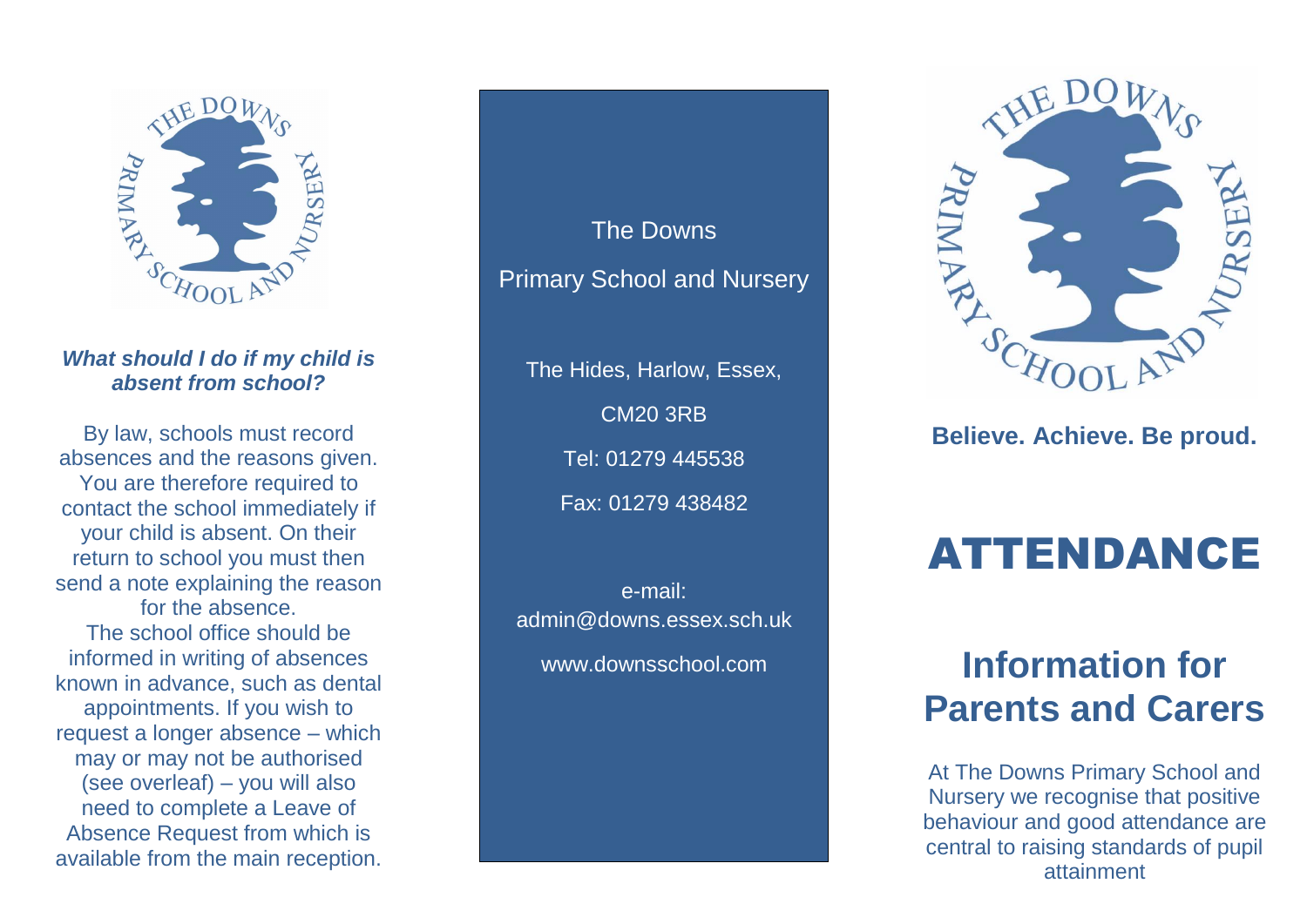### *What should I do if my child is absent from school?*

By law, schools must record absences and the reasons given. You are therefore required to contact the school immediately if your child is absent. On their return to school you must then send a note explaining the reason for the absence.
The school office should be informed in writing of absences known in advance, such as dental appointments. If you wish to request a longer absence – which may or may not be authorised (see overleaf) – you will also need to complete a Leave of Absence Request from which is available from the main reception.

The Downs

Primary School and Nursery

The Hides, Harlow, Essex,

CM20 3RB

Tel: 01279 445538

Fax: 01279 438482

e-mail:
admin@downs.essex.sch.uk

www.downsschool.com

**Believe. Achieve. Be proud.**

# ATTENDANCE

## Information for Parents and Carers

At The Downs Primary School and Nursery we recognise that positive behaviour and good attendance are central to raising standards of pupil attainment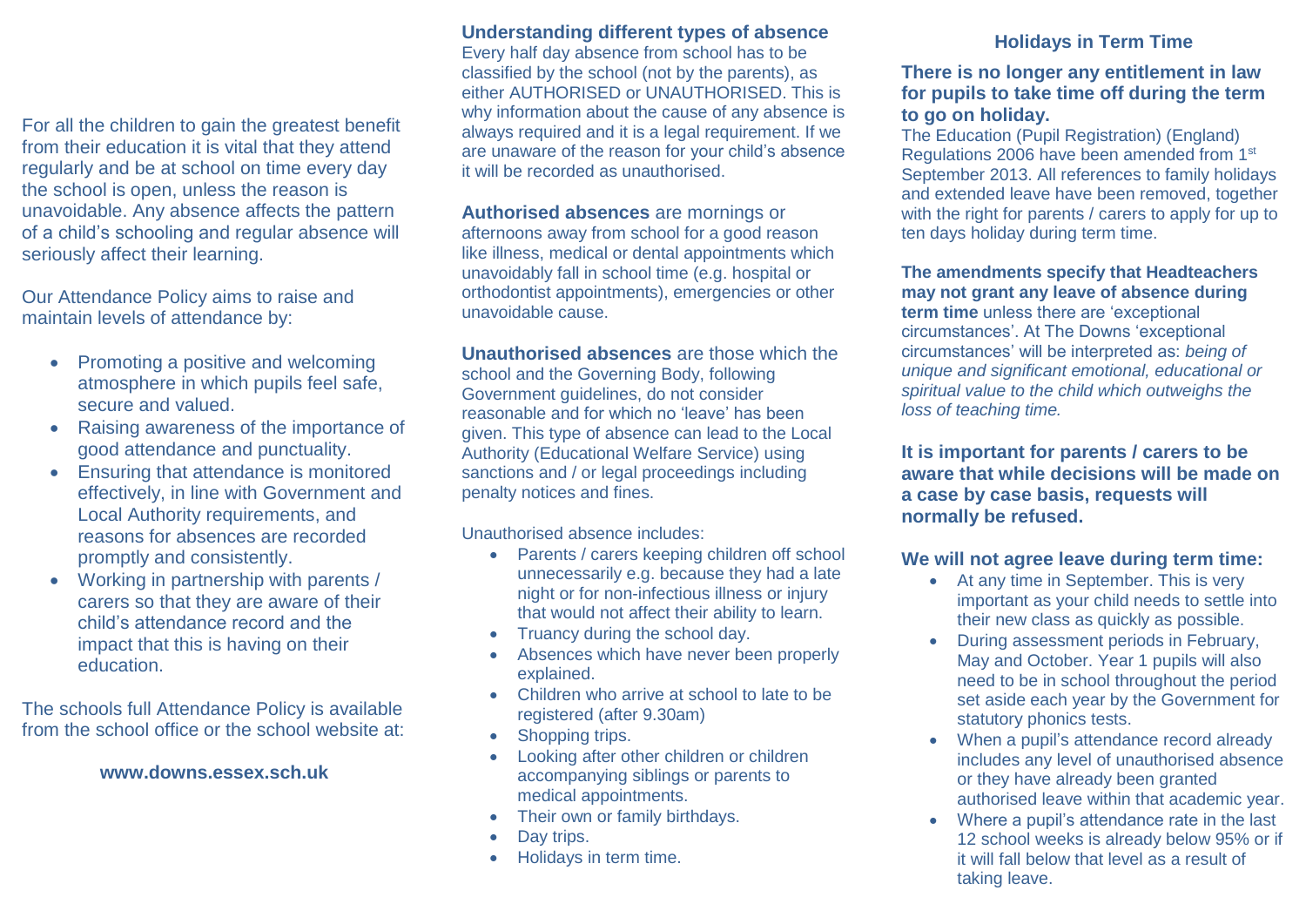For all the children to gain the greatest benefit from their education it is vital that they attend regularly and be at school on time every day the school is open, unless the reason is unavoidable. Any absence affects the pattern of a child's schooling and regular absence will seriously affect their learning.

Our Attendance Policy aims to raise and maintain levels of attendance by:

- Promoting a positive and welcoming atmosphere in which pupils feel safe, secure and valued.
- Raising awareness of the importance of good attendance and punctuality.
- Ensuring that attendance is monitored effectively, in line with Government and Local Authority requirements, and reasons for absences are recorded promptly and consistently.
- Working in partnership with parents / carers so that they are aware of their child's attendance record and the impact that this is having on their education.

The schools full Attendance Policy is available from the school office or the school website at:

**www.downs.essex.sch.uk**

## Understanding different types of absence

Every half day absence from school has to be classified by the school (not by the parents), as either AUTHORISED or UNAUTHORISED. This is why information about the cause of any absence is always required and it is a legal requirement. If we are unaware of the reason for your child's absence it will be recorded as unauthorised.

**Authorised absences** are mornings or afternoons away from school for a good reason like illness, medical or dental appointments which unavoidably fall in school time (e.g. hospital or orthodontist appointments), emergencies or other unavoidable cause.

**Unauthorised absences** are those which the school and the Governing Body, following Government guidelines, do not consider reasonable and for which no 'leave' has been given. This type of absence can lead to the Local Authority (Educational Welfare Service) using sanctions and / or legal proceedings including penalty notices and fines.

Unauthorised absence includes:

- Parents / carers keeping children off school unnecessarily e.g. because they had a late night or for non-infectious illness or injury that would not affect their ability to learn.
- Truancy during the school day.
- Absences which have never been properly explained.
- Children who arrive at school to late to be registered (after 9.30am)
- Shopping trips.
- Looking after other children or children accompanying siblings or parents to medical appointments.
- Their own or family birthdays.
- Day trips.
- Holidays in term time.

## Holidays in Term Time

**There is no longer any entitlement in law for pupils to take time off during the term to go on holiday.**

The Education (Pupil Registration) (England) Regulations 2006 have been amended from 1st September 2013. All references to family holidays and extended leave have been removed, together with the right for parents / carers to apply for up to ten days holiday during term time.

**The amendments specify that Headteachers may not grant any leave of absence during term time** unless there are 'exceptional circumstances'. At The Downs 'exceptional circumstances' will be interpreted as: *being of unique and significant emotional, educational or spiritual value to the child which outweighs the loss of teaching time.*

**It is important for parents / carers to be aware that while decisions will be made on a case by case basis, requests will normally be refused.**

**We will not agree leave during term time:**

- At any time in September. This is very important as your child needs to settle into their new class as quickly as possible.
- During assessment periods in February, May and October. Year 1 pupils will also need to be in school throughout the period set aside each year by the Government for statutory phonics tests.
- When a pupil's attendance record already includes any level of unauthorised absence or they have already been granted authorised leave within that academic year.
- Where a pupil's attendance rate in the last 12 school weeks is already below 95% or if it will fall below that level as a result of taking leave.